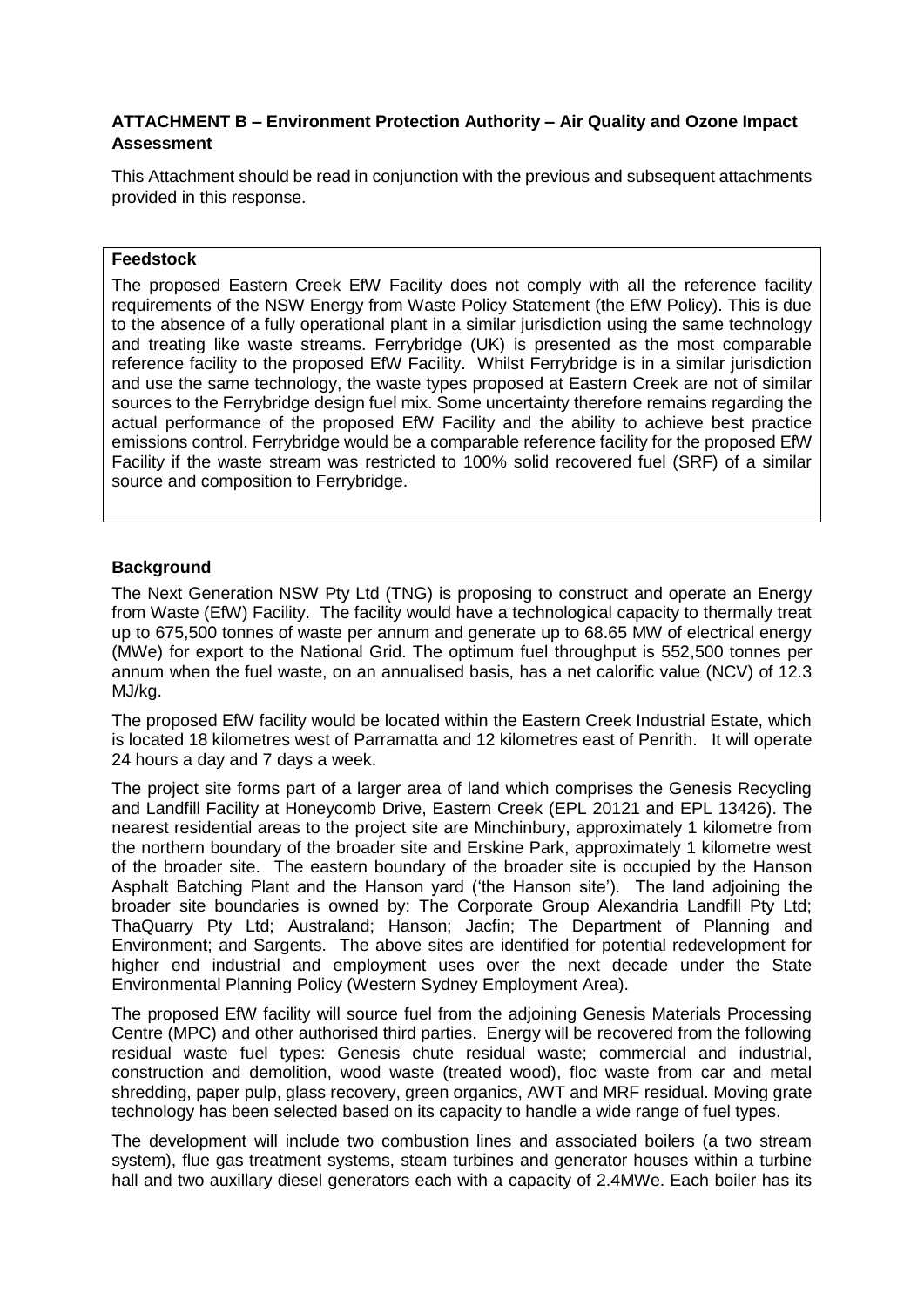**ATTACHMENT B – Environment Protection Authority – Air Quality and Ozone Impact Assessment**

This Attachment should be read in conjunction with the previous and subsequent attachments provided in this response.

| **Feedstock** |
| --- |
| The proposed Eastern Creek EfW Facility does not comply with all the reference facility requirements of the NSW Energy from Waste Policy Statement (the EfW Policy). This is due to the absence of a fully operational plant in a similar jurisdiction using the same technology and treating like waste streams. Ferrybridge (UK) is presented as the most comparable reference facility to the proposed EfW Facility. Whilst Ferrybridge is in a similar jurisdiction and use the same technology, the waste types proposed at Eastern Creek are not of similar sources to the Ferrybridge design fuel mix. Some uncertainty therefore remains regarding the actual performance of the proposed EfW Facility and the ability to achieve best practice emissions control. Ferrybridge would be a comparable reference facility for the proposed EfW Facility if the waste stream was restricted to 100% solid recovered fuel (SRF) of a similar source and composition to Ferrybridge. |

**Background**

The Next Generation NSW Pty Ltd (TNG) is proposing to construct and operate an Energy from Waste (EfW) Facility. The facility would have a technological capacity to thermally treat up to 675,500 tonnes of waste per annum and generate up to 68.65 MW of electrical energy (MWe) for export to the National Grid. The optimum fuel throughput is 552,500 tonnes per annum when the fuel waste, on an annualised basis, has a net calorific value (NCV) of 12.3 MJ/kg.

The proposed EfW facility would be located within the Eastern Creek Industrial Estate, which is located 18 kilometres west of Parramatta and 12 kilometres east of Penrith. It will operate 24 hours a day and 7 days a week.

The project site forms part of a larger area of land which comprises the Genesis Recycling and Landfill Facility at Honeycomb Drive, Eastern Creek (EPL 20121 and EPL 13426). The nearest residential areas to the project site are Minchinbury, approximately 1 kilometre from the northern boundary of the broader site and Erskine Park, approximately 1 kilometre west of the broader site. The eastern boundary of the broader site is occupied by the Hanson Asphalt Batching Plant and the Hanson yard ('the Hanson site'). The land adjoining the broader site boundaries is owned by: The Corporate Group Alexandria Landfill Pty Ltd; ThaQuarry Pty Ltd; Australand; Hanson; Jacfin; The Department of Planning and Environment; and Sargents. The above sites are identified for potential redevelopment for higher end industrial and employment uses over the next decade under the State Environmental Planning Policy (Western Sydney Employment Area).

The proposed EfW facility will source fuel from the adjoining Genesis Materials Processing Centre (MPC) and other authorised third parties. Energy will be recovered from the following residual waste fuel types: Genesis chute residual waste; commercial and industrial, construction and demolition, wood waste (treated wood), floc waste from car and metal shredding, paper pulp, glass recovery, green organics, AWT and MRF residual. Moving grate technology has been selected based on its capacity to handle a wide range of fuel types.

The development will include two combustion lines and associated boilers (a two stream system), flue gas treatment systems, steam turbines and generator houses within a turbine hall and two auxillary diesel generators each with a capacity of 2.4MWe. Each boiler has its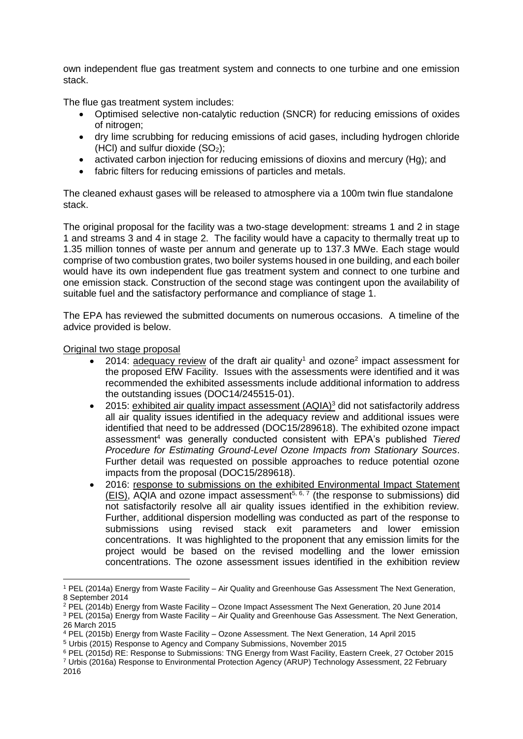own independent flue gas treatment system and connects to one turbine and one emission stack.

The flue gas treatment system includes:

- Optimised selective non-catalytic reduction (SNCR) for reducing emissions of oxides of nitrogen;
- dry lime scrubbing for reducing emissions of acid gases, including hydrogen chloride (HCl) and sulfur dioxide ($SO_2$);
- activated carbon injection for reducing emissions of dioxins and mercury (Hg); and
- fabric filters for reducing emissions of particles and metals.

The cleaned exhaust gases will be released to atmosphere via a 100m twin flue standalone stack.

The original proposal for the facility was a two-stage development: streams 1 and 2 in stage 1 and streams 3 and 4 in stage 2. The facility would have a capacity to thermally treat up to 1.35 million tonnes of waste per annum and generate up to 137.3 MWe. Each stage would comprise of two combustion grates, two boiler systems housed in one building, and each boiler would have its own independent flue gas treatment system and connect to one turbine and one emission stack. Construction of the second stage was contingent upon the availability of suitable fuel and the satisfactory performance and compliance of stage 1.

The EPA has reviewed the submitted documents on numerous occasions. A timeline of the advice provided is below.

Original two stage proposal

- 2014: adequacy review of the draft air quality[1] and ozone[2] impact assessment for the proposed EfW Facility. Issues with the assessments were identified and it was recommended the exhibited assessments include additional information to address the outstanding issues (DOC14/245515-01).
- 2015: exhibited air quality impact assessment (AQIA)[3] did not satisfactorily address all air quality issues identified in the adequacy review and additional issues were identified that need to be addressed (DOC15/289618). The exhibited ozone impact assessment[4] was generally conducted consistent with EPA's published *Tiered Procedure for Estimating Ground-Level Ozone Impacts from Stationary Sources*. Further detail was requested on possible approaches to reduce potential ozone impacts from the proposal (DOC15/289618).
- 2016: response to submissions on the exhibited Environmental Impact Statement (EIS), AQIA and ozone impact assessment[5, 6, 7] (the response to submissions) did not satisfactorily resolve all air quality issues identified in the exhibition review. Further, additional dispersion modelling was conducted as part of the response to submissions using revised stack exit parameters and lower emission concentrations. It was highlighted to the proponent that any emission limits for the project would be based on the revised modelling and the lower emission concentrations. The ozone assessment issues identified in the exhibition review

---

[1] PEL (2014a) Energy from Waste Facility – Air Quality and Greenhouse Gas Assessment The Next Generation, 8 September 2014

[2] PEL (2014b) Energy from Waste Facility – Ozone Impact Assessment The Next Generation, 20 June 2014

[3] PEL (2015a) Energy from Waste Facility – Air Quality and Greenhouse Gas Assessment. The Next Generation, 26 March 2015

[4] PEL (2015b) Energy from Waste Facility – Ozone Assessment. The Next Generation, 14 April 2015

[5] Urbis (2015) Response to Agency and Company Submissions, November 2015

[6] PEL (2015d) RE: Response to Submissions: TNG Energy from Wast Facility, Eastern Creek, 27 October 2015

[7] Urbis (2016a) Response to Environmental Protection Agency (ARUP) Technology Assessment, 22 February 2016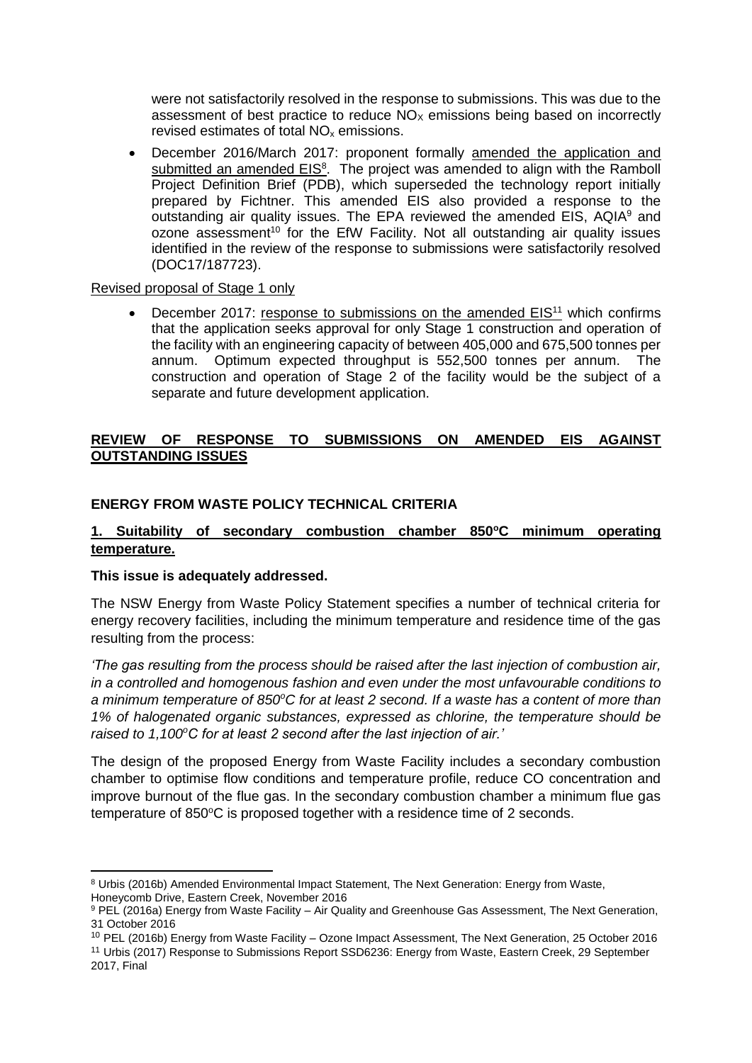were not satisfactorily resolved in the response to submissions. This was due to the assessment of best practice to reduce $NO_X$ emissions being based on incorrectly revised estimates of total $NO_x$ emissions.

- December 2016/March 2017: proponent formally amended the application and submitted an amended EIS[8]. The project was amended to align with the Ramboll Project Definition Brief (PDB), which superseded the technology report initially prepared by Fichtner. This amended EIS also provided a response to the outstanding air quality issues. The EPA reviewed the amended EIS, AQIA[9] and ozone assessment[10] for the EfW Facility. Not all outstanding air quality issues identified in the review of the response to submissions were satisfactorily resolved (DOC17/187723).

Revised proposal of Stage 1 only

- December 2017: response to submissions on the amended EIS[11] which confirms that the application seeks approval for only Stage 1 construction and operation of the facility with an engineering capacity of between 405,000 and 675,500 tonnes per annum. Optimum expected throughput is 552,500 tonnes per annum. The construction and operation of Stage 2 of the facility would be the subject of a separate and future development application.

## REVIEW OF RESPONSE TO SUBMISSIONS ON AMENDED EIS AGAINST OUTSTANDING ISSUES

### ENERGY FROM WASTE POLICY TECHNICAL CRITERIA

#### 1. Suitability of secondary combustion chamber 850°C minimum operating temperature.

**This issue is adequately addressed.**

The NSW Energy from Waste Policy Statement specifies a number of technical criteria for energy recovery facilities, including the minimum temperature and residence time of the gas resulting from the process:

*'The gas resulting from the process should be raised after the last injection of combustion air, in a controlled and homogenous fashion and even under the most unfavourable conditions to a minimum temperature of 850°C for at least 2 second. If a waste has a content of more than 1% of halogenated organic substances, expressed as chlorine, the temperature should be raised to 1,100°C for at least 2 second after the last injection of air.'*

The design of the proposed Energy from Waste Facility includes a secondary combustion chamber to optimise flow conditions and temperature profile, reduce CO concentration and improve burnout of the flue gas. In the secondary combustion chamber a minimum flue gas temperature of 850°C is proposed together with a residence time of 2 seconds.

---

[8] Urbis (2016b) Amended Environmental Impact Statement, The Next Generation: Energy from Waste, Honeycomb Drive, Eastern Creek, November 2016

[9] PEL (2016a) Energy from Waste Facility – Air Quality and Greenhouse Gas Assessment, The Next Generation, 31 October 2016

[10] PEL (2016b) Energy from Waste Facility – Ozone Impact Assessment, The Next Generation, 25 October 2016

[11] Urbis (2017) Response to Submissions Report SSD6236: Energy from Waste, Eastern Creek, 29 September 2017, Final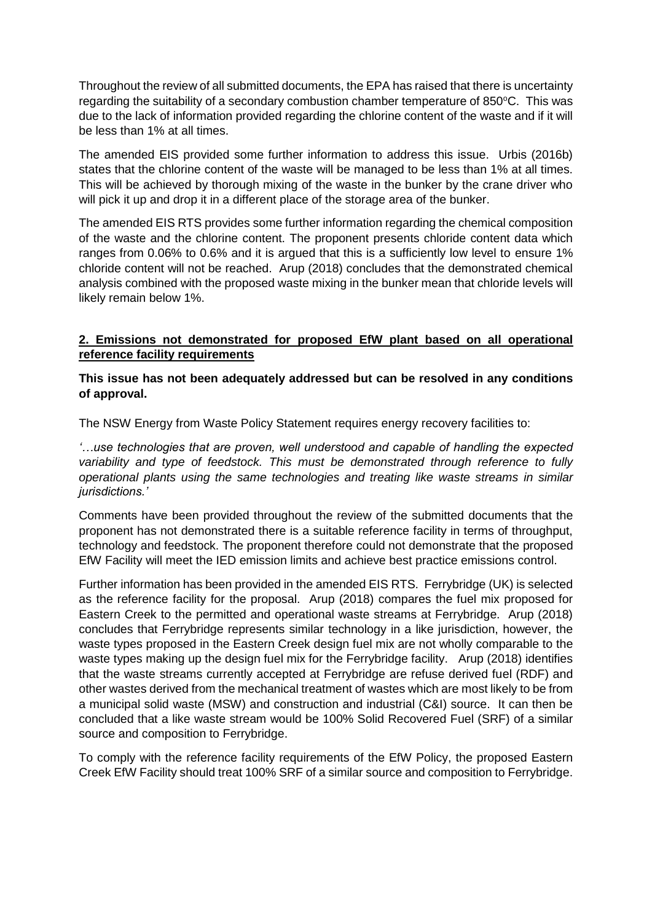Throughout the review of all submitted documents, the EPA has raised that there is uncertainty regarding the suitability of a secondary combustion chamber temperature of 850°C. This was due to the lack of information provided regarding the chlorine content of the waste and if it will be less than 1% at all times.

The amended EIS provided some further information to address this issue. Urbis (2016b) states that the chlorine content of the waste will be managed to be less than 1% at all times. This will be achieved by thorough mixing of the waste in the bunker by the crane driver who will pick it up and drop it in a different place of the storage area of the bunker.

The amended EIS RTS provides some further information regarding the chemical composition of the waste and the chlorine content. The proponent presents chloride content data which ranges from 0.06% to 0.6% and it is argued that this is a sufficiently low level to ensure 1% chloride content will not be reached. Arup (2018) concludes that the demonstrated chemical analysis combined with the proposed waste mixing in the bunker mean that chloride levels will likely remain below 1%.

## 2. Emissions not demonstrated for proposed EfW plant based on all operational reference facility requirements

**This issue has not been adequately addressed but can be resolved in any conditions of approval.**

The NSW Energy from Waste Policy Statement requires energy recovery facilities to:

*'…use technologies that are proven, well understood and capable of handling the expected variability and type of feedstock. This must be demonstrated through reference to fully operational plants using the same technologies and treating like waste streams in similar jurisdictions.'*

Comments have been provided throughout the review of the submitted documents that the proponent has not demonstrated there is a suitable reference facility in terms of throughput, technology and feedstock. The proponent therefore could not demonstrate that the proposed EfW Facility will meet the IED emission limits and achieve best practice emissions control.

Further information has been provided in the amended EIS RTS. Ferrybridge (UK) is selected as the reference facility for the proposal. Arup (2018) compares the fuel mix proposed for Eastern Creek to the permitted and operational waste streams at Ferrybridge. Arup (2018) concludes that Ferrybridge represents similar technology in a like jurisdiction, however, the waste types proposed in the Eastern Creek design fuel mix are not wholly comparable to the waste types making up the design fuel mix for the Ferrybridge facility. Arup (2018) identifies that the waste streams currently accepted at Ferrybridge are refuse derived fuel (RDF) and other wastes derived from the mechanical treatment of wastes which are most likely to be from a municipal solid waste (MSW) and construction and industrial (C&I) source. It can then be concluded that a like waste stream would be 100% Solid Recovered Fuel (SRF) of a similar source and composition to Ferrybridge.

To comply with the reference facility requirements of the EfW Policy, the proposed Eastern Creek EfW Facility should treat 100% SRF of a similar source and composition to Ferrybridge.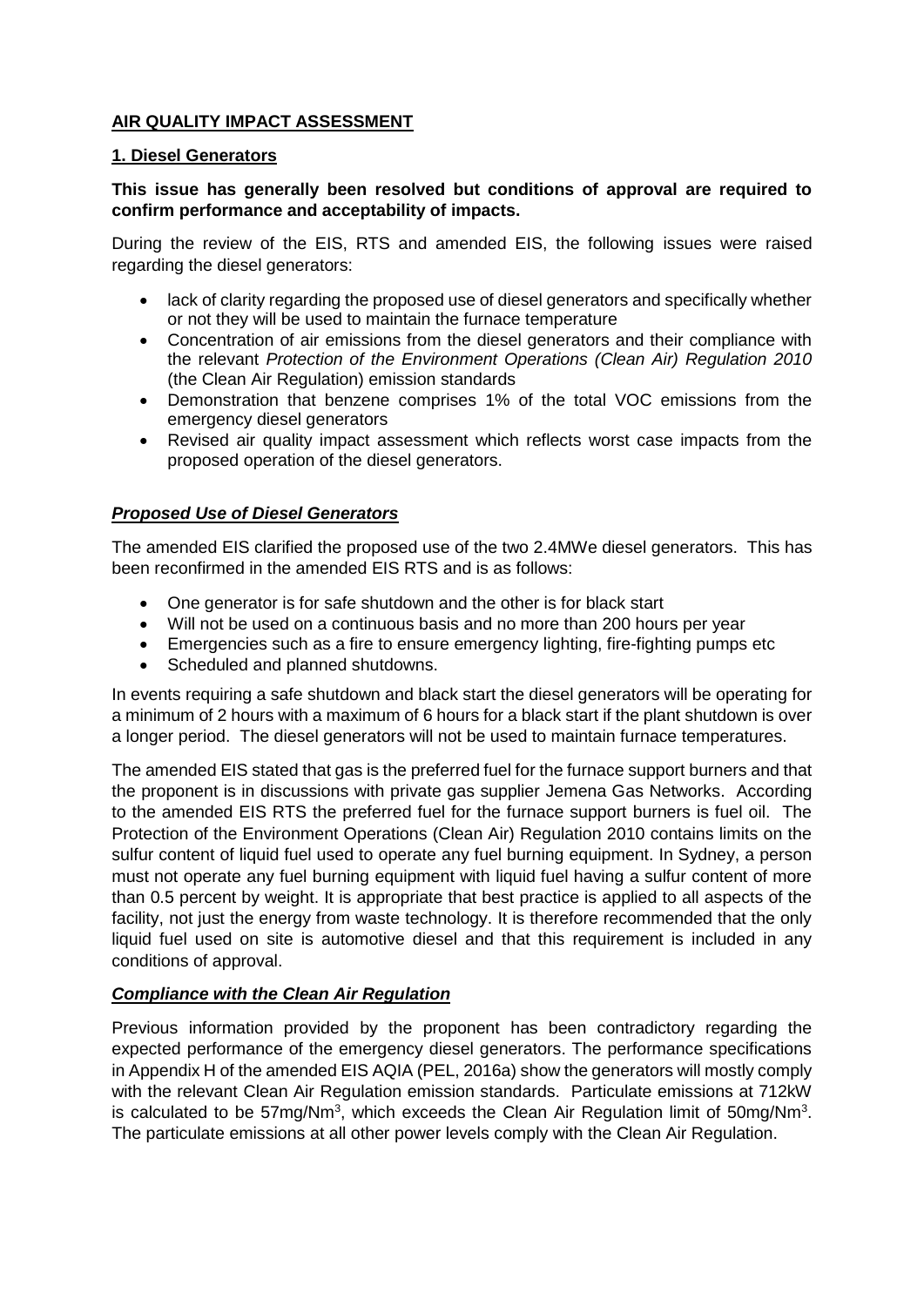## AIR QUALITY IMPACT ASSESSMENT

### 1. Diesel Generators

**This issue has generally been resolved but conditions of approval are required to confirm performance and acceptability of impacts.**

During the review of the EIS, RTS and amended EIS, the following issues were raised regarding the diesel generators:

- lack of clarity regarding the proposed use of diesel generators and specifically whether or not they will be used to maintain the furnace temperature
- Concentration of air emissions from the diesel generators and their compliance with the relevant *Protection of the Environment Operations (Clean Air) Regulation 2010* (the Clean Air Regulation) emission standards
- Demonstration that benzene comprises 1% of the total VOC emissions from the emergency diesel generators
- Revised air quality impact assessment which reflects worst case impacts from the proposed operation of the diesel generators.

***Proposed Use of Diesel Generators***

The amended EIS clarified the proposed use of the two 2.4MWe diesel generators. This has been reconfirmed in the amended EIS RTS and is as follows:

- One generator is for safe shutdown and the other is for black start
- Will not be used on a continuous basis and no more than 200 hours per year
- Emergencies such as a fire to ensure emergency lighting, fire-fighting pumps etc
- Scheduled and planned shutdowns.

In events requiring a safe shutdown and black start the diesel generators will be operating for a minimum of 2 hours with a maximum of 6 hours for a black start if the plant shutdown is over a longer period. The diesel generators will not be used to maintain furnace temperatures.

The amended EIS stated that gas is the preferred fuel for the furnace support burners and that the proponent is in discussions with private gas supplier Jemena Gas Networks. According to the amended EIS RTS the preferred fuel for the furnace support burners is fuel oil. The Protection of the Environment Operations (Clean Air) Regulation 2010 contains limits on the sulfur content of liquid fuel used to operate any fuel burning equipment. In Sydney, a person must not operate any fuel burning equipment with liquid fuel having a sulfur content of more than 0.5 percent by weight. It is appropriate that best practice is applied to all aspects of the facility, not just the energy from waste technology. It is therefore recommended that the only liquid fuel used on site is automotive diesel and that this requirement is included in any conditions of approval.

***Compliance with the Clean Air Regulation***

Previous information provided by the proponent has been contradictory regarding the expected performance of the emergency diesel generators. The performance specifications in Appendix H of the amended EIS AQIA (PEL, 2016a) show the generators will mostly comply with the relevant Clean Air Regulation emission standards. Particulate emissions at 712kW is calculated to be 57mg/Nm$^3$, which exceeds the Clean Air Regulation limit of 50mg/Nm$^3$. The particulate emissions at all other power levels comply with the Clean Air Regulation.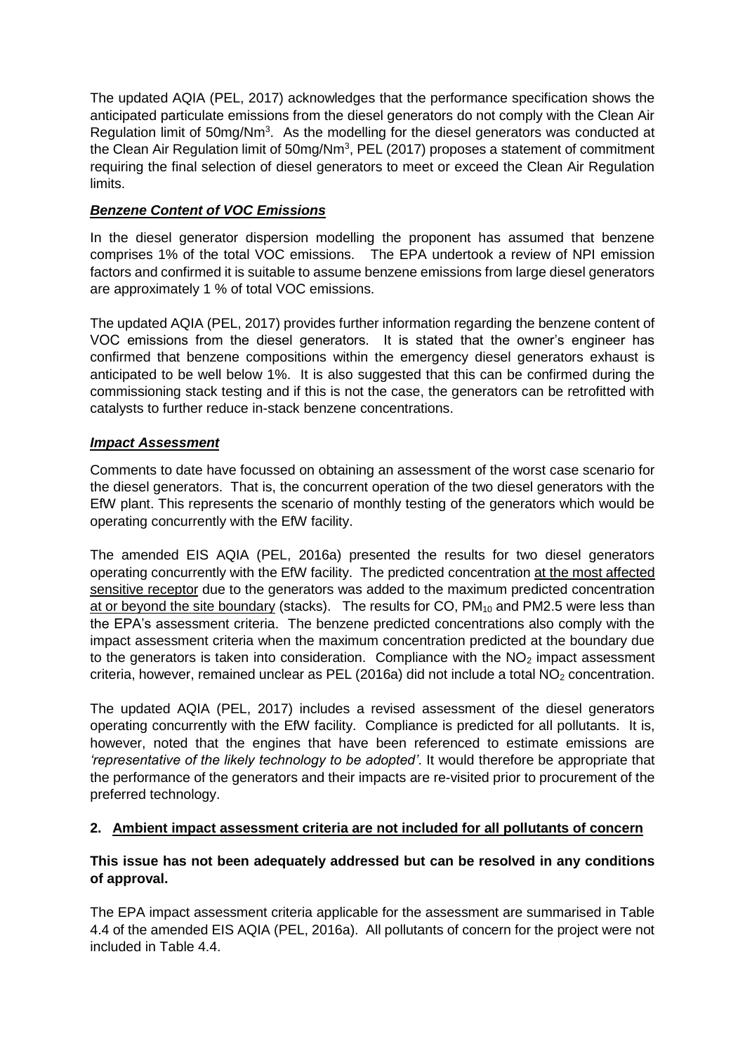The updated AQIA (PEL, 2017) acknowledges that the performance specification shows the anticipated particulate emissions from the diesel generators do not comply with the Clean Air Regulation limit of $50mg/Nm^3$. As the modelling for the diesel generators was conducted at the Clean Air Regulation limit of $50mg/Nm^3$, PEL (2017) proposes a statement of commitment requiring the final selection of diesel generators to meet or exceed the Clean Air Regulation limits.

***Benzene Content of VOC Emissions***

In the diesel generator dispersion modelling the proponent has assumed that benzene comprises 1% of the total VOC emissions. The EPA undertook a review of NPI emission factors and confirmed it is suitable to assume benzene emissions from large diesel generators are approximately 1 % of total VOC emissions.

The updated AQIA (PEL, 2017) provides further information regarding the benzene content of VOC emissions from the diesel generators. It is stated that the owner's engineer has confirmed that benzene compositions within the emergency diesel generators exhaust is anticipated to be well below 1%. It is also suggested that this can be confirmed during the commissioning stack testing and if this is not the case, the generators can be retrofitted with catalysts to further reduce in-stack benzene concentrations.

***Impact Assessment***

Comments to date have focussed on obtaining an assessment of the worst case scenario for the diesel generators. That is, the concurrent operation of the two diesel generators with the EfW plant. This represents the scenario of monthly testing of the generators which would be operating concurrently with the EfW facility.

The amended EIS AQIA (PEL, 2016a) presented the results for two diesel generators operating concurrently with the EfW facility. The predicted concentration at the most affected sensitive receptor due to the generators was added to the maximum predicted concentration at or beyond the site boundary (stacks). The results for CO, $PM_{10}$ and PM2.5 were less than the EPA's assessment criteria. The benzene predicted concentrations also comply with the impact assessment criteria when the maximum concentration predicted at the boundary due to the generators is taken into consideration. Compliance with the $NO_2$ impact assessment criteria, however, remained unclear as PEL (2016a) did not include a total $NO_2$ concentration.

The updated AQIA (PEL, 2017) includes a revised assessment of the diesel generators operating concurrently with the EfW facility. Compliance is predicted for all pollutants. It is, however, noted that the engines that have been referenced to estimate emissions are *'representative of the likely technology to be adopted'*. It would therefore be appropriate that the performance of the generators and their impacts are re-visited prior to procurement of the preferred technology.

## 2. Ambient impact assessment criteria are not included for all pollutants of concern

**This issue has not been adequately addressed but can be resolved in any conditions of approval.**

The EPA impact assessment criteria applicable for the assessment are summarised in Table 4.4 of the amended EIS AQIA (PEL, 2016a). All pollutants of concern for the project were not included in Table 4.4.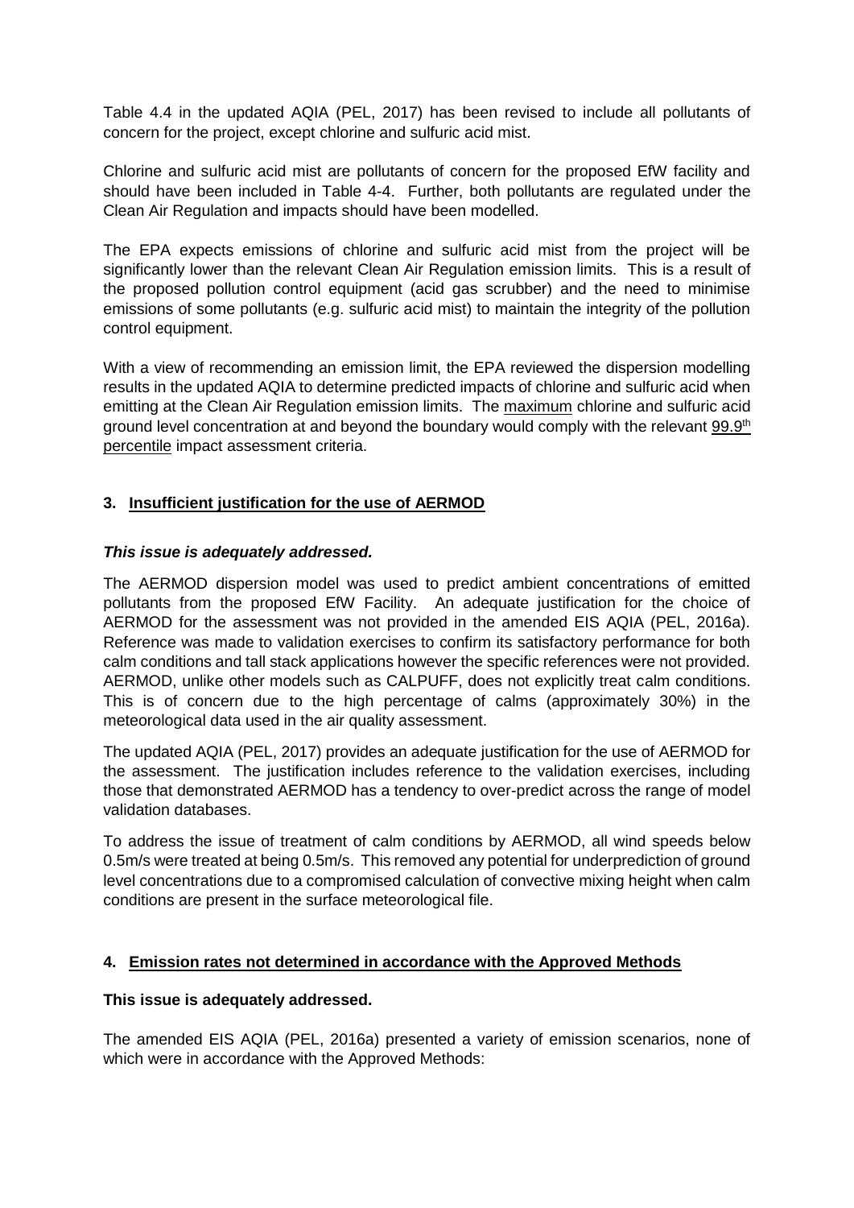Table 4.4 in the updated AQIA (PEL, 2017) has been revised to include all pollutants of concern for the project, except chlorine and sulfuric acid mist.

Chlorine and sulfuric acid mist are pollutants of concern for the proposed EfW facility and should have been included in Table 4-4. Further, both pollutants are regulated under the Clean Air Regulation and impacts should have been modelled.

The EPA expects emissions of chlorine and sulfuric acid mist from the project will be significantly lower than the relevant Clean Air Regulation emission limits. This is a result of the proposed pollution control equipment (acid gas scrubber) and the need to minimise emissions of some pollutants (e.g. sulfuric acid mist) to maintain the integrity of the pollution control equipment.

With a view of recommending an emission limit, the EPA reviewed the dispersion modelling results in the updated AQIA to determine predicted impacts of chlorine and sulfuric acid when emitting at the Clean Air Regulation emission limits. The maximum chlorine and sulfuric acid ground level concentration at and beyond the boundary would comply with the relevant 99.9th percentile impact assessment criteria.

### 3. Insufficient justification for the use of AERMOD

***This issue is adequately addressed.***

The AERMOD dispersion model was used to predict ambient concentrations of emitted pollutants from the proposed EfW Facility. An adequate justification for the choice of AERMOD for the assessment was not provided in the amended EIS AQIA (PEL, 2016a). Reference was made to validation exercises to confirm its satisfactory performance for both calm conditions and tall stack applications however the specific references were not provided. AERMOD, unlike other models such as CALPUFF, does not explicitly treat calm conditions. This is of concern due to the high percentage of calms (approximately 30%) in the meteorological data used in the air quality assessment.

The updated AQIA (PEL, 2017) provides an adequate justification for the use of AERMOD for the assessment. The justification includes reference to the validation exercises, including those that demonstrated AERMOD has a tendency to over-predict across the range of model validation databases.

To address the issue of treatment of calm conditions by AERMOD, all wind speeds below 0.5m/s were treated at being 0.5m/s. This removed any potential for underprediction of ground level concentrations due to a compromised calculation of convective mixing height when calm conditions are present in the surface meteorological file.

### 4. Emission rates not determined in accordance with the Approved Methods

**This issue is adequately addressed.**

The amended EIS AQIA (PEL, 2016a) presented a variety of emission scenarios, none of which were in accordance with the Approved Methods: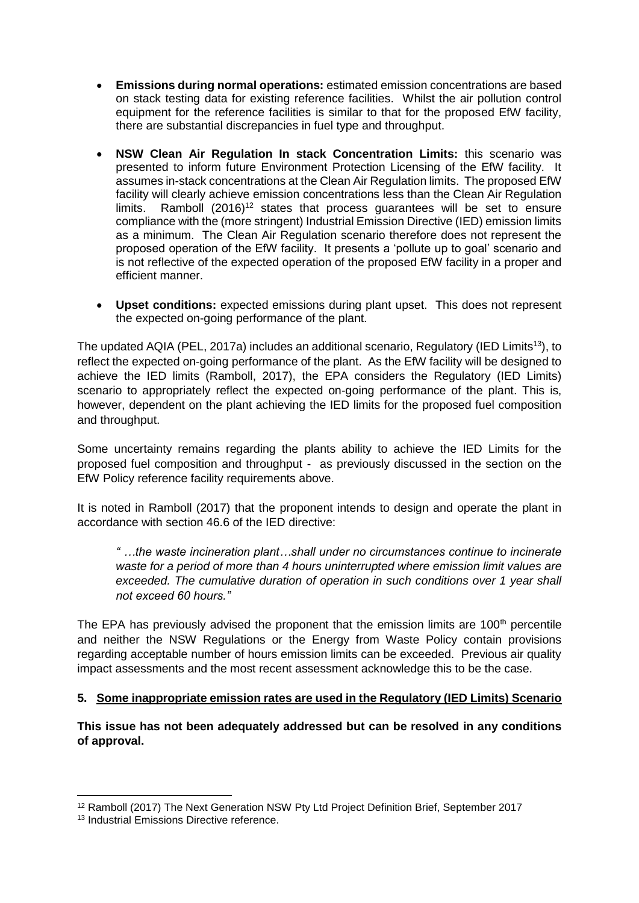- **Emissions during normal operations:** estimated emission concentrations are based on stack testing data for existing reference facilities. Whilst the air pollution control equipment for the reference facilities is similar to that for the proposed EfW facility, there are substantial discrepancies in fuel type and throughput.

- **NSW Clean Air Regulation In stack Concentration Limits:** this scenario was presented to inform future Environment Protection Licensing of the EfW facility. It assumes in-stack concentrations at the Clean Air Regulation limits. The proposed EfW facility will clearly achieve emission concentrations less than the Clean Air Regulation limits. Ramboll (2016)[12] states that process guarantees will be set to ensure compliance with the (more stringent) Industrial Emission Directive (IED) emission limits as a minimum. The Clean Air Regulation scenario therefore does not represent the proposed operation of the EfW facility. It presents a 'pollute up to goal' scenario and is not reflective of the expected operation of the proposed EfW facility in a proper and efficient manner.

- **Upset conditions:** expected emissions during plant upset. This does not represent the expected on-going performance of the plant.

The updated AQIA (PEL, 2017a) includes an additional scenario, Regulatory (IED Limits[13]), to reflect the expected on-going performance of the plant. As the EfW facility will be designed to achieve the IED limits (Ramboll, 2017), the EPA considers the Regulatory (IED Limits) scenario to appropriately reflect the expected on-going performance of the plant. This is, however, dependent on the plant achieving the IED limits for the proposed fuel composition and throughput.

Some uncertainty remains regarding the plants ability to achieve the IED Limits for the proposed fuel composition and throughput - as previously discussed in the section on the EfW Policy reference facility requirements above.

It is noted in Ramboll (2017) that the proponent intends to design and operate the plant in accordance with section 46.6 of the IED directive:

> *" …the waste incineration plant…shall under no circumstances continue to incinerate waste for a period of more than 4 hours uninterrupted where emission limit values are exceeded. The cumulative duration of operation in such conditions over 1 year shall not exceed 60 hours."*

The EPA has previously advised the proponent that the emission limits are 100th percentile and neither the NSW Regulations or the Energy from Waste Policy contain provisions regarding acceptable number of hours emission limits can be exceeded. Previous air quality impact assessments and the most recent assessment acknowledge this to be the case.

**5. Some inappropriate emission rates are used in the Regulatory (IED Limits) Scenario**

**This issue has not been adequately addressed but can be resolved in any conditions of approval.**

---

[12] Ramboll (2017) The Next Generation NSW Pty Ltd Project Definition Brief, September 2017

[13] Industrial Emissions Directive reference.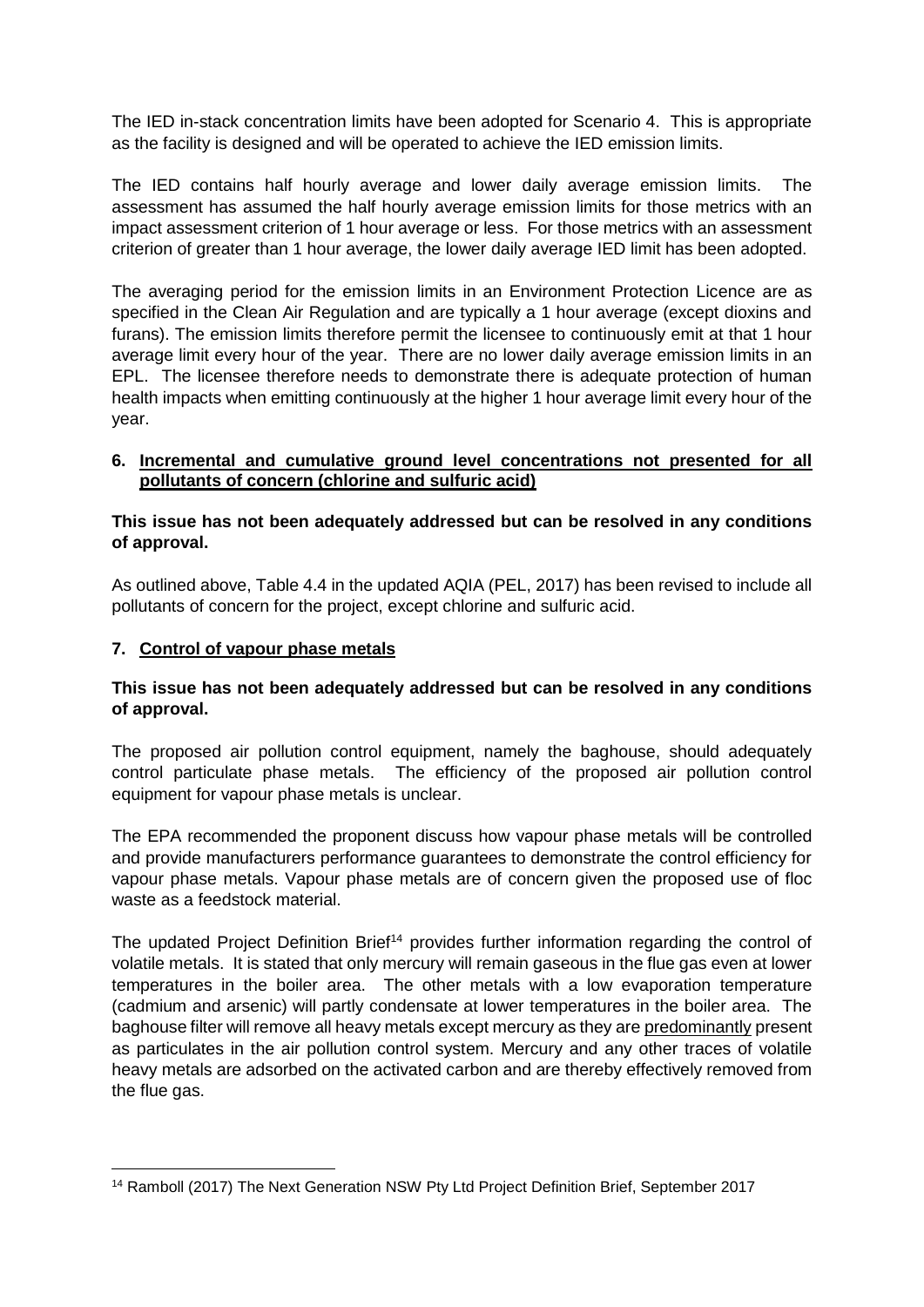The IED in-stack concentration limits have been adopted for Scenario 4. This is appropriate as the facility is designed and will be operated to achieve the IED emission limits.

The IED contains half hourly average and lower daily average emission limits. The assessment has assumed the half hourly average emission limits for those metrics with an impact assessment criterion of 1 hour average or less. For those metrics with an assessment criterion of greater than 1 hour average, the lower daily average IED limit has been adopted.

The averaging period for the emission limits in an Environment Protection Licence are as specified in the Clean Air Regulation and are typically a 1 hour average (except dioxins and furans). The emission limits therefore permit the licensee to continuously emit at that 1 hour average limit every hour of the year. There are no lower daily average emission limits in an EPL. The licensee therefore needs to demonstrate there is adequate protection of human health impacts when emitting continuously at the higher 1 hour average limit every hour of the year.

**6. Incremental and cumulative ground level concentrations not presented for all pollutants of concern (chlorine and sulfuric acid)**

**This issue has not been adequately addressed but can be resolved in any conditions of approval.**

As outlined above, Table 4.4 in the updated AQIA (PEL, 2017) has been revised to include all pollutants of concern for the project, except chlorine and sulfuric acid.

**7. Control of vapour phase metals**

**This issue has not been adequately addressed but can be resolved in any conditions of approval.**

The proposed air pollution control equipment, namely the baghouse, should adequately control particulate phase metals. The efficiency of the proposed air pollution control equipment for vapour phase metals is unclear.

The EPA recommended the proponent discuss how vapour phase metals will be controlled and provide manufacturers performance guarantees to demonstrate the control efficiency for vapour phase metals. Vapour phase metals are of concern given the proposed use of floc waste as a feedstock material.

The updated Project Definition Brief[14] provides further information regarding the control of volatile metals. It is stated that only mercury will remain gaseous in the flue gas even at lower temperatures in the boiler area. The other metals with a low evaporation temperature (cadmium and arsenic) will partly condensate at lower temperatures in the boiler area. The baghouse filter will remove all heavy metals except mercury as they are predominantly present as particulates in the air pollution control system. Mercury and any other traces of volatile heavy metals are adsorbed on the activated carbon and are thereby effectively removed from the flue gas.

[14] Ramboll (2017) The Next Generation NSW Pty Ltd Project Definition Brief, September 2017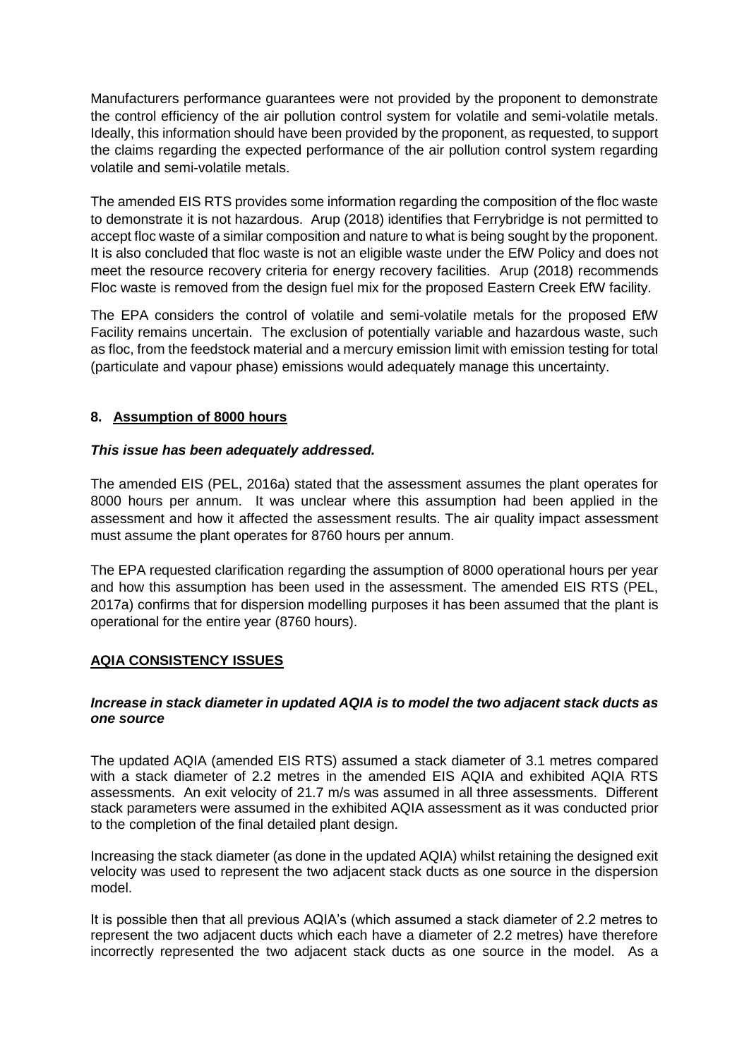Manufacturers performance guarantees were not provided by the proponent to demonstrate the control efficiency of the air pollution control system for volatile and semi-volatile metals. Ideally, this information should have been provided by the proponent, as requested, to support the claims regarding the expected performance of the air pollution control system regarding volatile and semi-volatile metals.

The amended EIS RTS provides some information regarding the composition of the floc waste to demonstrate it is not hazardous. Arup (2018) identifies that Ferrybridge is not permitted to accept floc waste of a similar composition and nature to what is being sought by the proponent. It is also concluded that floc waste is not an eligible waste under the EfW Policy and does not meet the resource recovery criteria for energy recovery facilities. Arup (2018) recommends Floc waste is removed from the design fuel mix for the proposed Eastern Creek EfW facility.

The EPA considers the control of volatile and semi-volatile metals for the proposed EfW Facility remains uncertain. The exclusion of potentially variable and hazardous waste, such as floc, from the feedstock material and a mercury emission limit with emission testing for total (particulate and vapour phase) emissions would adequately manage this uncertainty.

## 8. Assumption of 8000 hours

***This issue has been adequately addressed.***

The amended EIS (PEL, 2016a) stated that the assessment assumes the plant operates for 8000 hours per annum. It was unclear where this assumption had been applied in the assessment and how it affected the assessment results. The air quality impact assessment must assume the plant operates for 8760 hours per annum.

The EPA requested clarification regarding the assumption of 8000 operational hours per year and how this assumption has been used in the assessment. The amended EIS RTS (PEL, 2017a) confirms that for dispersion modelling purposes it has been assumed that the plant is operational for the entire year (8760 hours).

## AQIA CONSISTENCY ISSUES

***Increase in stack diameter in updated AQIA is to model the two adjacent stack ducts as one source***

The updated AQIA (amended EIS RTS) assumed a stack diameter of 3.1 metres compared with a stack diameter of 2.2 metres in the amended EIS AQIA and exhibited AQIA RTS assessments. An exit velocity of 21.7 m/s was assumed in all three assessments. Different stack parameters were assumed in the exhibited AQIA assessment as it was conducted prior to the completion of the final detailed plant design.

Increasing the stack diameter (as done in the updated AQIA) whilst retaining the designed exit velocity was used to represent the two adjacent stack ducts as one source in the dispersion model.

It is possible then that all previous AQIA's (which assumed a stack diameter of 2.2 metres to represent the two adjacent ducts which each have a diameter of 2.2 metres) have therefore incorrectly represented the two adjacent stack ducts as one source in the model. As a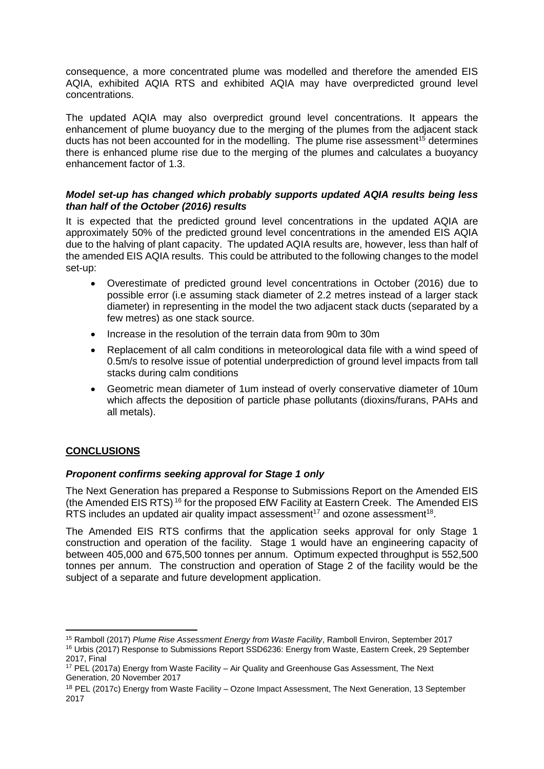consequence, a more concentrated plume was modelled and therefore the amended EIS AQIA, exhibited AQIA RTS and exhibited AQIA may have overpredicted ground level concentrations.

The updated AQIA may also overpredict ground level concentrations. It appears the enhancement of plume buoyancy due to the merging of the plumes from the adjacent stack ducts has not been accounted for in the modelling. The plume rise assessment[15] determines there is enhanced plume rise due to the merging of the plumes and calculates a buoyancy enhancement factor of 1.3.

***Model set-up has changed which probably supports updated AQIA results being less than half of the October (2016) results***

It is expected that the predicted ground level concentrations in the updated AQIA are approximately 50% of the predicted ground level concentrations in the amended EIS AQIA due to the halving of plant capacity. The updated AQIA results are, however, less than half of the amended EIS AQIA results. This could be attributed to the following changes to the model set-up:

- Overestimate of predicted ground level concentrations in October (2016) due to possible error (i.e assuming stack diameter of 2.2 metres instead of a larger stack diameter) in representing in the model the two adjacent stack ducts (separated by a few metres) as one stack source.
- Increase in the resolution of the terrain data from 90m to 30m
- Replacement of all calm conditions in meteorological data file with a wind speed of 0.5m/s to resolve issue of potential underprediction of ground level impacts from tall stacks during calm conditions
- Geometric mean diameter of 1um instead of overly conservative diameter of 10um which affects the deposition of particle phase pollutants (dioxins/furans, PAHs and all metals).

## CONCLUSIONS

***Proponent confirms seeking approval for Stage 1 only***

The Next Generation has prepared a Response to Submissions Report on the Amended EIS (the Amended EIS RTS)[16] for the proposed EfW Facility at Eastern Creek. The Amended EIS RTS includes an updated air quality impact assessment[17] and ozone assessment[18].

The Amended EIS RTS confirms that the application seeks approval for only Stage 1 construction and operation of the facility. Stage 1 would have an engineering capacity of between 405,000 and 675,500 tonnes per annum. Optimum expected throughput is 552,500 tonnes per annum. The construction and operation of Stage 2 of the facility would be the subject of a separate and future development application.

---

[15] Ramboll (2017) *Plume Rise Assessment Energy from Waste Facility*, Ramboll Environ, September 2017

[16] Urbis (2017) Response to Submissions Report SSD6236: Energy from Waste, Eastern Creek, 29 September 2017, Final

[17] PEL (2017a) Energy from Waste Facility – Air Quality and Greenhouse Gas Assessment, The Next Generation, 20 November 2017

[18] PEL (2017c) Energy from Waste Facility – Ozone Impact Assessment, The Next Generation, 13 September 2017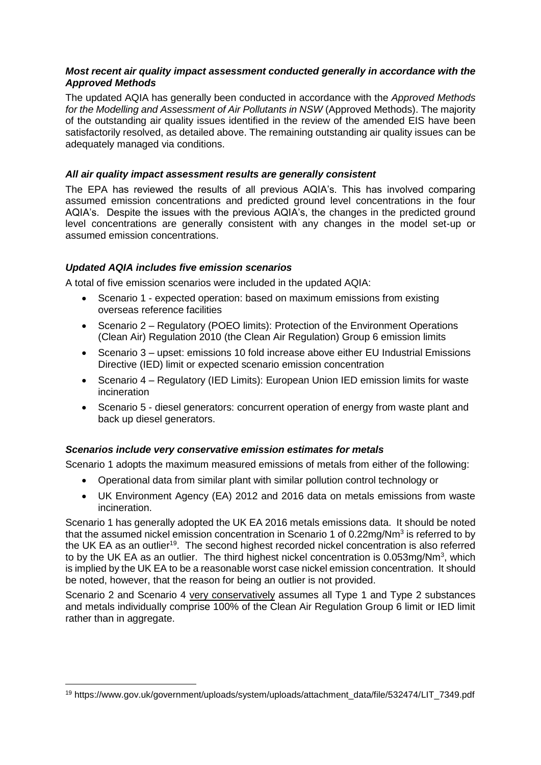***Most recent air quality impact assessment conducted generally in accordance with the Approved Methods***

The updated AQIA has generally been conducted in accordance with the *Approved Methods for the Modelling and Assessment of Air Pollutants in NSW* (Approved Methods). The majority of the outstanding air quality issues identified in the review of the amended EIS have been satisfactorily resolved, as detailed above. The remaining outstanding air quality issues can be adequately managed via conditions.

***All air quality impact assessment results are generally consistent***

The EPA has reviewed the results of all previous AQIA's. This has involved comparing assumed emission concentrations and predicted ground level concentrations in the four AQIA's. Despite the issues with the previous AQIA's, the changes in the predicted ground level concentrations are generally consistent with any changes in the model set-up or assumed emission concentrations.

***Updated AQIA includes five emission scenarios***

A total of five emission scenarios were included in the updated AQIA:

- Scenario 1 - expected operation: based on maximum emissions from existing overseas reference facilities
- Scenario 2 – Regulatory (POEO limits): Protection of the Environment Operations (Clean Air) Regulation 2010 (the Clean Air Regulation) Group 6 emission limits
- Scenario 3 – upset: emissions 10 fold increase above either EU Industrial Emissions Directive (IED) limit or expected scenario emission concentration
- Scenario 4 – Regulatory (IED Limits): European Union IED emission limits for waste incineration
- Scenario 5 - diesel generators: concurrent operation of energy from waste plant and back up diesel generators.

***Scenarios include very conservative emission estimates for metals***

Scenario 1 adopts the maximum measured emissions of metals from either of the following:

- Operational data from similar plant with similar pollution control technology or
- UK Environment Agency (EA) 2012 and 2016 data on metals emissions from waste incineration.

Scenario 1 has generally adopted the UK EA 2016 metals emissions data. It should be noted that the assumed nickel emission concentration in Scenario 1 of 0.22mg/Nm$^3$ is referred to by the UK EA as an outlier[19]. The second highest recorded nickel concentration is also referred to by the UK EA as an outlier. The third highest nickel concentration is 0.053mg/Nm$^3$, which is implied by the UK EA to be a reasonable worst case nickel emission concentration. It should be noted, however, that the reason for being an outlier is not provided.

Scenario 2 and Scenario 4 <u>very conservatively</u> assumes all Type 1 and Type 2 substances and metals individually comprise 100% of the Clean Air Regulation Group 6 limit or IED limit rather than in aggregate.

[19] https://www.gov.uk/government/uploads/system/uploads/attachment_data/file/532474/LIT_7349.pdf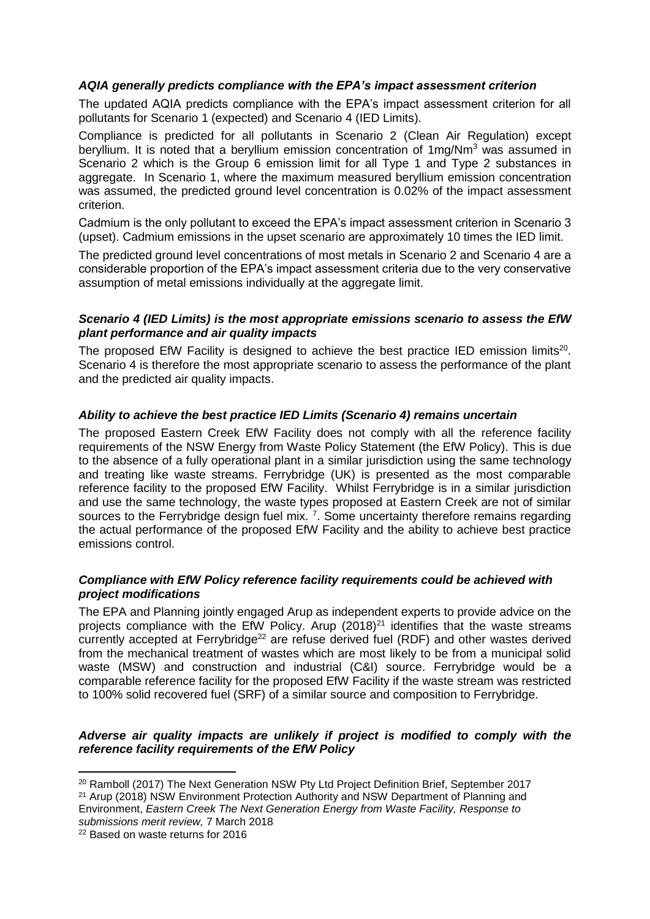***AQIA generally predicts compliance with the EPA's impact assessment criterion***

The updated AQIA predicts compliance with the EPA's impact assessment criterion for all pollutants for Scenario 1 (expected) and Scenario 4 (IED Limits).

Compliance is predicted for all pollutants in Scenario 2 (Clean Air Regulation) except beryllium. It is noted that a beryllium emission concentration of 1mg/Nm$^3$ was assumed in Scenario 2 which is the Group 6 emission limit for all Type 1 and Type 2 substances in aggregate. In Scenario 1, where the maximum measured beryllium emission concentration was assumed, the predicted ground level concentration is 0.02% of the impact assessment criterion.

Cadmium is the only pollutant to exceed the EPA's impact assessment criterion in Scenario 3 (upset). Cadmium emissions in the upset scenario are approximately 10 times the IED limit.

The predicted ground level concentrations of most metals in Scenario 2 and Scenario 4 are a considerable proportion of the EPA's impact assessment criteria due to the very conservative assumption of metal emissions individually at the aggregate limit.

***Scenario 4 (IED Limits) is the most appropriate emissions scenario to assess the EfW plant performance and air quality impacts***

The proposed EfW Facility is designed to achieve the best practice IED emission limits[20]. Scenario 4 is therefore the most appropriate scenario to assess the performance of the plant and the predicted air quality impacts.

***Ability to achieve the best practice IED Limits (Scenario 4) remains uncertain***

The proposed Eastern Creek EfW Facility does not comply with all the reference facility requirements of the NSW Energy from Waste Policy Statement (the EfW Policy). This is due to the absence of a fully operational plant in a similar jurisdiction using the same technology and treating like waste streams. Ferrybridge (UK) is presented as the most comparable reference facility to the proposed EfW Facility. Whilst Ferrybridge is in a similar jurisdiction and use the same technology, the waste types proposed at Eastern Creek are not of similar sources to the Ferrybridge design fuel mix. [7]. Some uncertainty therefore remains regarding the actual performance of the proposed EfW Facility and the ability to achieve best practice emissions control.

***Compliance with EfW Policy reference facility requirements could be achieved with project modifications***

The EPA and Planning jointly engaged Arup as independent experts to provide advice on the projects compliance with the EfW Policy. Arup (2018)[21] identifies that the waste streams currently accepted at Ferrybridge[22] are refuse derived fuel (RDF) and other wastes derived from the mechanical treatment of wastes which are most likely to be from a municipal solid waste (MSW) and construction and industrial (C&I) source. Ferrybridge would be a comparable reference facility for the proposed EfW Facility if the waste stream was restricted to 100% solid recovered fuel (SRF) of a similar source and composition to Ferrybridge.

***Adverse air quality impacts are unlikely if project is modified to comply with the reference facility requirements of the EfW Policy***

---

[20] Ramboll (2017) The Next Generation NSW Pty Ltd Project Definition Brief, September 2017

[21] Arup (2018) NSW Environment Protection Authority and NSW Department of Planning and Environment, *Eastern Creek The Next Generation Energy from Waste Facility, Response to submissions merit review,* 7 March 2018

[22] Based on waste returns for 2016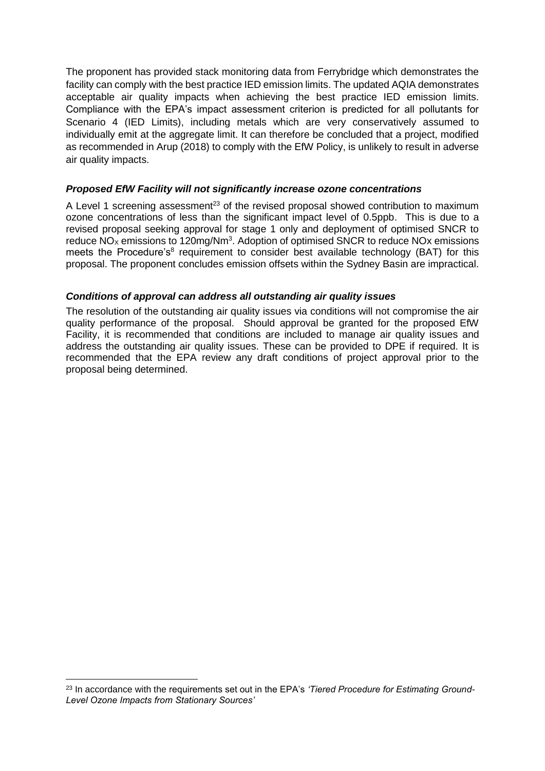The proponent has provided stack monitoring data from Ferrybridge which demonstrates the facility can comply with the best practice IED emission limits. The updated AQIA demonstrates acceptable air quality impacts when achieving the best practice IED emission limits. Compliance with the EPA's impact assessment criterion is predicted for all pollutants for Scenario 4 (IED Limits), including metals which are very conservatively assumed to individually emit at the aggregate limit. It can therefore be concluded that a project, modified as recommended in Arup (2018) to comply with the EfW Policy, is unlikely to result in adverse air quality impacts.

### *Proposed EfW Facility will not significantly increase ozone concentrations*

A Level 1 screening assessment[23] of the revised proposal showed contribution to maximum ozone concentrations of less than the significant impact level of 0.5ppb. This is due to a revised proposal seeking approval for stage 1 only and deployment of optimised SNCR to reduce $NO_X$ emissions to 120mg/Nm$^3$. Adoption of optimised SNCR to reduce NOx emissions meets the Procedure's[8] requirement to consider best available technology (BAT) for this proposal. The proponent concludes emission offsets within the Sydney Basin are impractical.

### *Conditions of approval can address all outstanding air quality issues*

The resolution of the outstanding air quality issues via conditions will not compromise the air quality performance of the proposal. Should approval be granted for the proposed EfW Facility, it is recommended that conditions are included to manage air quality issues and address the outstanding air quality issues. These can be provided to DPE if required. It is recommended that the EPA review any draft conditions of project approval prior to the proposal being determined.

[23] In accordance with the requirements set out in the EPA's *'Tiered Procedure for Estimating Ground-Level Ozone Impacts from Stationary Sources'*